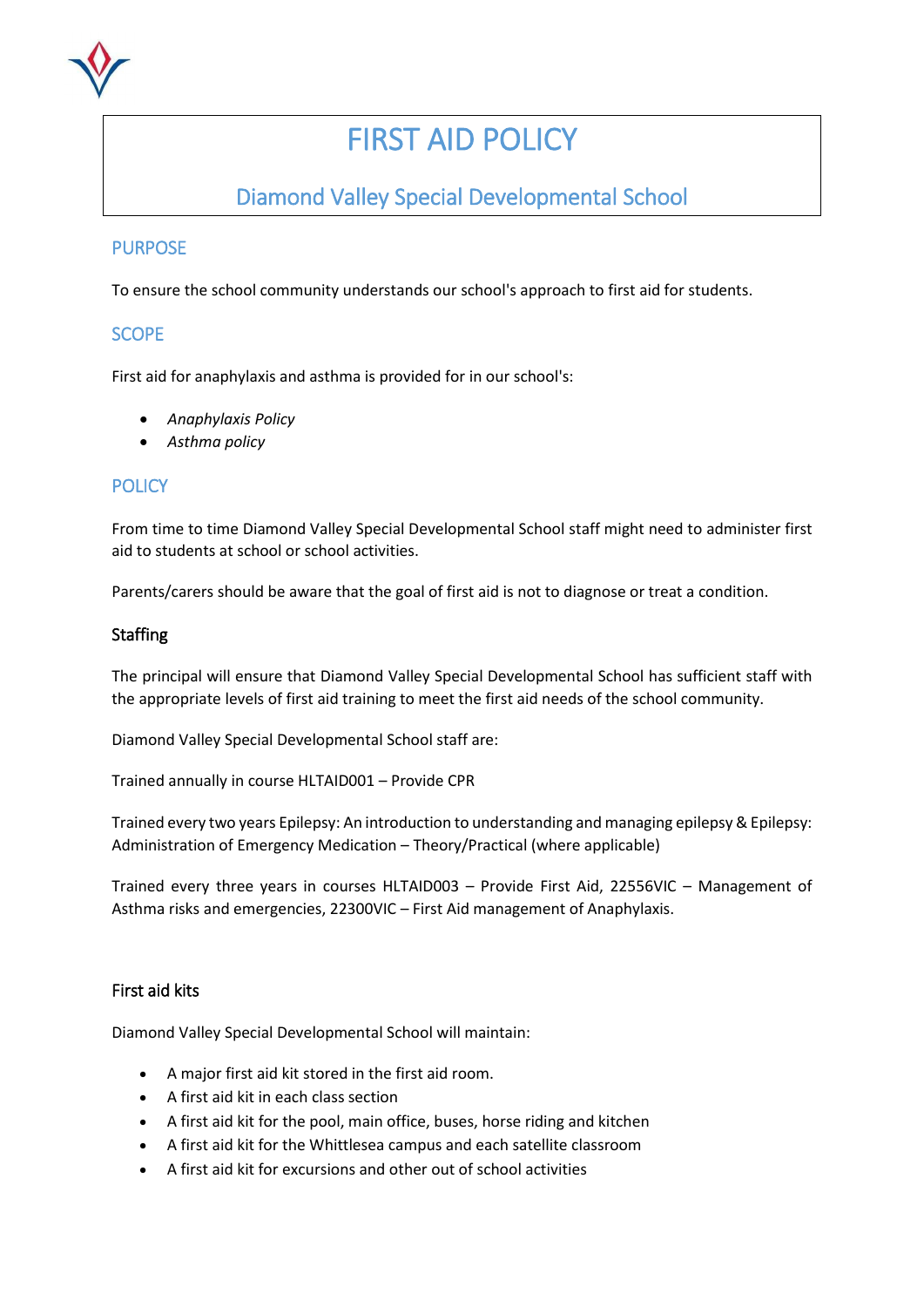# FIRST AID POLICY

## Diamond Valley Special Developmental School

## PURPOSE

To ensure the school community understands our school's approach to first aid for students.

## SCOPE

First aid for anaphylaxis and asthma is provided for in our school's:

- *Anaphylaxis Policy*
- *Asthma policy*

## POLICY

From time to time Diamond Valley Special Developmental School staff might need to administer first aid to students at school or school activities.

Parents/carers should be aware that the goal of first aid is not to diagnose or treat a condition.

### Staffing

The principal will ensure that Diamond Valley Special Developmental School has sufficient staff with the appropriate levels of first aid training to meet the first aid needs of the school community.

Diamond Valley Special Developmental School staff are:

Trained annually in course HLTAID001 – Provide CPR

Trained every two years Epilepsy: An introduction to understanding and managing epilepsy & Epilepsy: Administration of Emergency Medication – Theory/Practical (where applicable)

Trained every three years in courses HLTAID003 – Provide First Aid, 22556VIC – Management of Asthma risks and emergencies, 22300VIC – First Aid management of Anaphylaxis.

### First aid kits

Diamond Valley Special Developmental School will maintain:

- A major first aid kit stored in the first aid room.
- A first aid kit in each class section
- A first aid kit for the pool, main office, buses, horse riding and kitchen
- A first aid kit for the Whittlesea campus and each satellite classroom
- A first aid kit for excursions and other out of school activities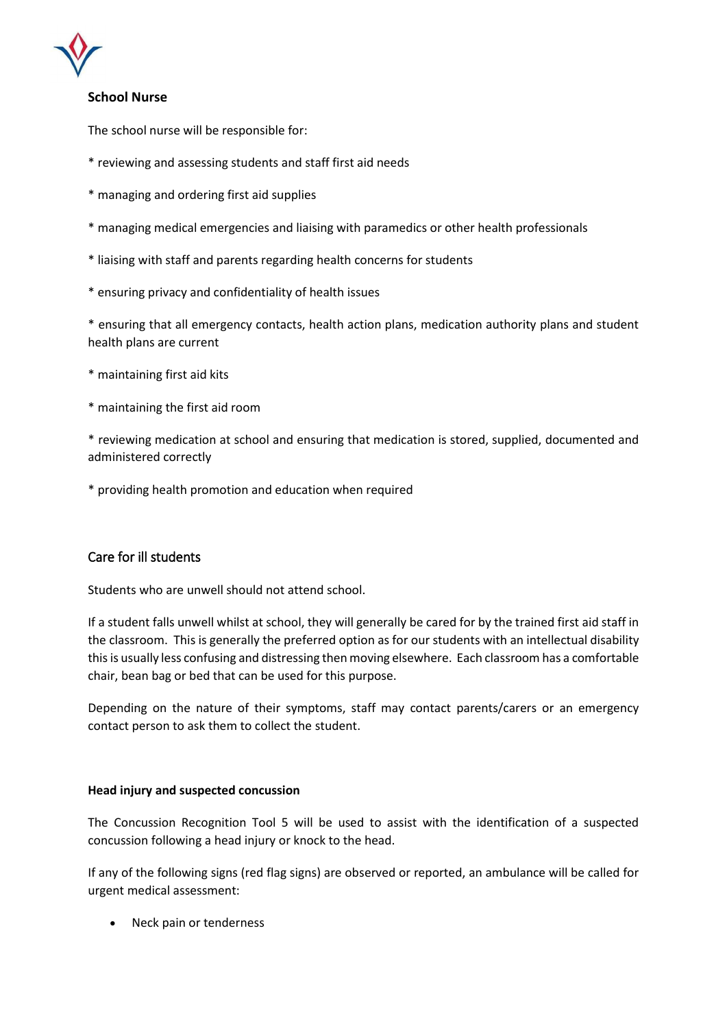**School Nurse**

The school nurse will be responsible for:

* reviewing and assessing students and staff first aid needs

* managing and ordering first aid supplies

* managing medical emergencies and liaising with paramedics or other health professionals

* liaising with staff and parents regarding health concerns for students

* ensuring privacy and confidentiality of health issues

* ensuring that all emergency contacts, health action plans, medication authority plans and student health plans are current

* maintaining first aid kits

* maintaining the first aid room

* reviewing medication at school and ensuring that medication is stored, supplied, documented and administered correctly

* providing health promotion and education when required

## Care for ill students

Students who are unwell should not attend school.

If a student falls unwell whilst at school, they will generally be cared for by the trained first aid staff in the classroom. This is generally the preferred option as for our students with an intellectual disability this is usually less confusing and distressing then moving elsewhere. Each classroom has a comfortable chair, bean bag or bed that can be used for this purpose.

Depending on the nature of their symptoms, staff may contact parents/carers or an emergency contact person to ask them to collect the student.

**Head injury and suspected concussion**

The Concussion Recognition Tool 5 will be used to assist with the identification of a suspected concussion following a head injury or knock to the head.

If any of the following signs (red flag signs) are observed or reported, an ambulance will be called for urgent medical assessment:

- Neck pain or tenderness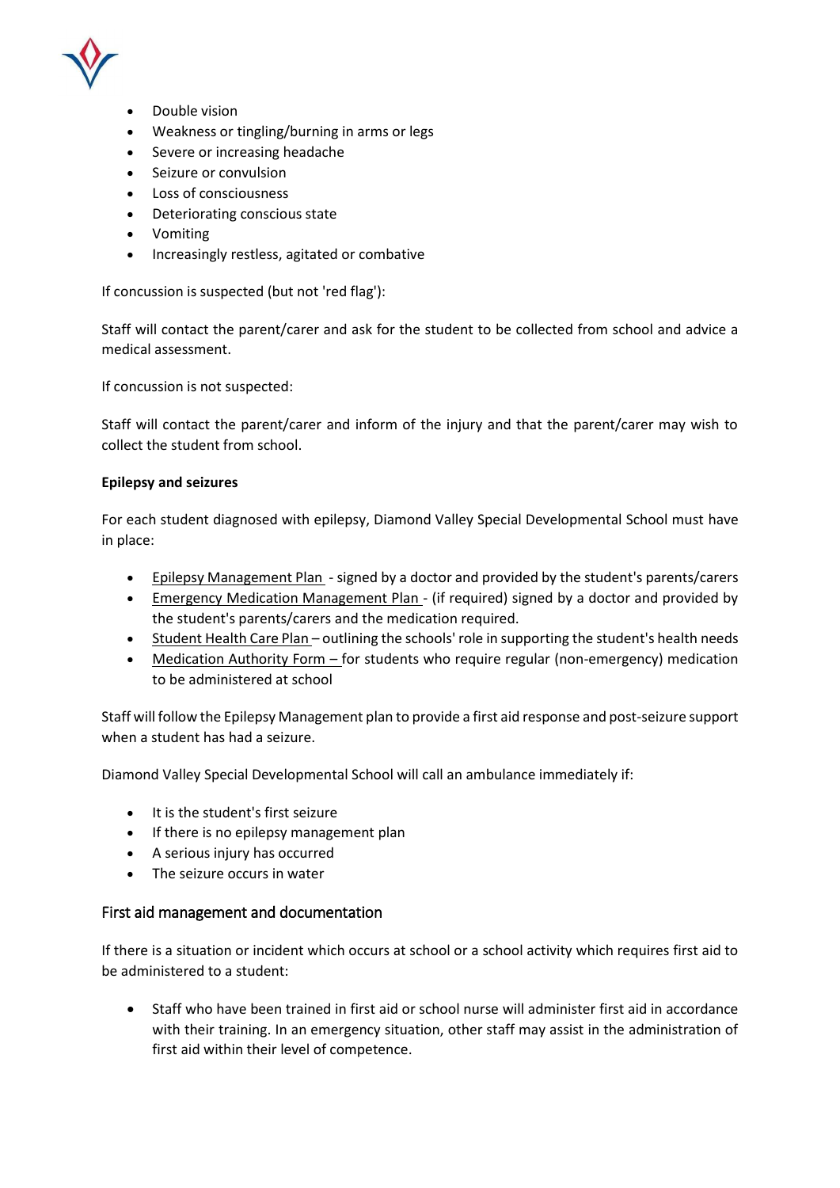- Double vision
- Weakness or tingling/burning in arms or legs
- Severe or increasing headache
- Seizure or convulsion
- Loss of consciousness
- Deteriorating conscious state
- Vomiting
- Increasingly restless, agitated or combative

If concussion is suspected (but not 'red flag'):

Staff will contact the parent/carer and ask for the student to be collected from school and advice a medical assessment.

If concussion is not suspected:

Staff will contact the parent/carer and inform of the injury and that the parent/carer may wish to collect the student from school.

**Epilepsy and seizures**

For each student diagnosed with epilepsy, Diamond Valley Special Developmental School must have in place:

- Epilepsy Management Plan - signed by a doctor and provided by the student's parents/carers
- Emergency Medication Management Plan - (if required) signed by a doctor and provided by the student's parents/carers and the medication required.
- Student Health Care Plan – outlining the schools' role in supporting the student's health needs
- Medication Authority Form – for students who require regular (non-emergency) medication to be administered at school

Staff will follow the Epilepsy Management plan to provide a first aid response and post-seizure support when a student has had a seizure.

Diamond Valley Special Developmental School will call an ambulance immediately if:

- It is the student's first seizure
- If there is no epilepsy management plan
- A serious injury has occurred
- The seizure occurs in water

## First aid management and documentation

If there is a situation or incident which occurs at school or a school activity which requires first aid to be administered to a student:

- Staff who have been trained in first aid or school nurse will administer first aid in accordance with their training. In an emergency situation, other staff may assist in the administration of first aid within their level of competence.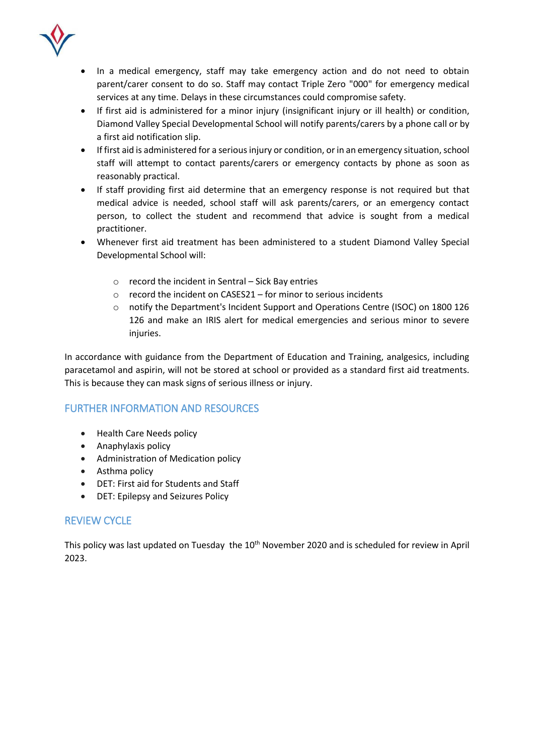- In a medical emergency, staff may take emergency action and do not need to obtain parent/carer consent to do so. Staff may contact Triple Zero "000" for emergency medical services at any time. Delays in these circumstances could compromise safety.
- If first aid is administered for a minor injury (insignificant injury or ill health) or condition, Diamond Valley Special Developmental School will notify parents/carers by a phone call or by a first aid notification slip.
- If first aid is administered for a serious injury or condition, or in an emergency situation, school staff will attempt to contact parents/carers or emergency contacts by phone as soon as reasonably practical.
- If staff providing first aid determine that an emergency response is not required but that medical advice is needed, school staff will ask parents/carers, or an emergency contact person, to collect the student and recommend that advice is sought from a medical practitioner.
- Whenever first aid treatment has been administered to a student Diamond Valley Special Developmental School will:
    - record the incident in Sentral – Sick Bay entries
    - record the incident on CASES21 – for minor to serious incidents
    - notify the Department's Incident Support and Operations Centre (ISOC) on 1800 126 126 and make an IRIS alert for medical emergencies and serious minor to severe injuries.

In accordance with guidance from the Department of Education and Training, analgesics, including paracetamol and aspirin, will not be stored at school or provided as a standard first aid treatments. This is because they can mask signs of serious illness or injury.

## FURTHER INFORMATION AND RESOURCES

- Health Care Needs policy
- Anaphylaxis policy
- Administration of Medication policy
- Asthma policy
- DET: First aid for Students and Staff
- DET: Epilepsy and Seizures Policy

## REVIEW CYCLE

This policy was last updated on Tuesday the 10th November 2020 and is scheduled for review in April 2023.